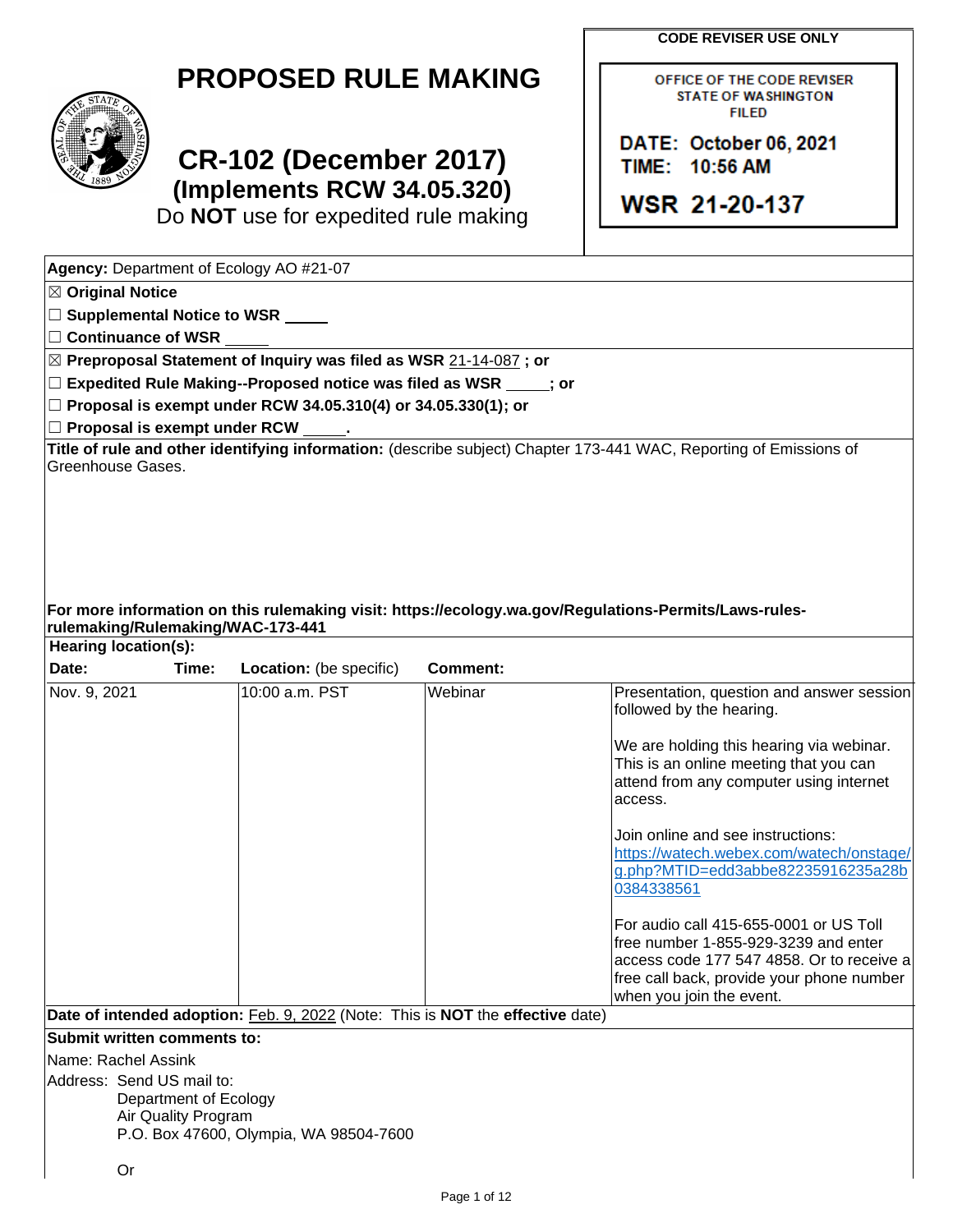# PROPOSED RULE MAKING

## CR-102 (December 2017)
## (Implements RCW 34.05.320)

Do **NOT** use for expedited rule making

**CODE REVISER USE ONLY**

OFFICE OF THE CODE REVISER
STATE OF WASHINGTON
FILED

DATE: October 06, 2021
TIME: 10:56 AM

WSR 21-20-137

**Agency:** Department of Ecology AO #21-07

☒ **Original Notice**

☐ **Supplemental Notice to WSR** _____

☐ **Continuance of WSR** _____

☒ **Preproposal Statement of Inquiry was filed as WSR** 21-14-087 **; or**

☐ **Expedited Rule Making--Proposed notice was filed as WSR** _____**; or**

☐ **Proposal is exempt under RCW 34.05.310(4) or 34.05.330(1); or**

☐ **Proposal is exempt under RCW** _____**.**

**Title of rule and other identifying information:** (describe subject) Chapter 173-441 WAC, Reporting of Emissions of Greenhouse Gases.

**For more information on this rulemaking visit: https://ecology.wa.gov/Regulations-Permits/Laws-rules-rulemaking/Rulemaking/WAC-173-441**

**Hearing location(s):**

| Date: | Time: | Location: (be specific) | Comment: |
|---|---|---|---|
| Nov. 9, 2021 | 10:00 a.m. PST | Webinar | Presentation, question and answer session followed by the hearing.<br><br>We are holding this hearing via webinar. This is an online meeting that you can attend from any computer using internet access.<br><br>Join online and see instructions: https://watech.webex.com/watech/onstage/g.php?MTID=edd3abbe82235916235a28b0384338561<br><br>For audio call 415-655-0001 or US Toll free number 1-855-929-3239 and enter access code 177 547 4858. Or to receive a free call back, provide your phone number when you join the event. |

**Date of intended adoption:** Feb. 9, 2022 (Note: This is **NOT** the **effective** date)

**Submit written comments to:**

Name: Rachel Assink

Address: Send US mail to:
Department of Ecology
Air Quality Program
P.O. Box 47600, Olympia, WA 98504-7600

Or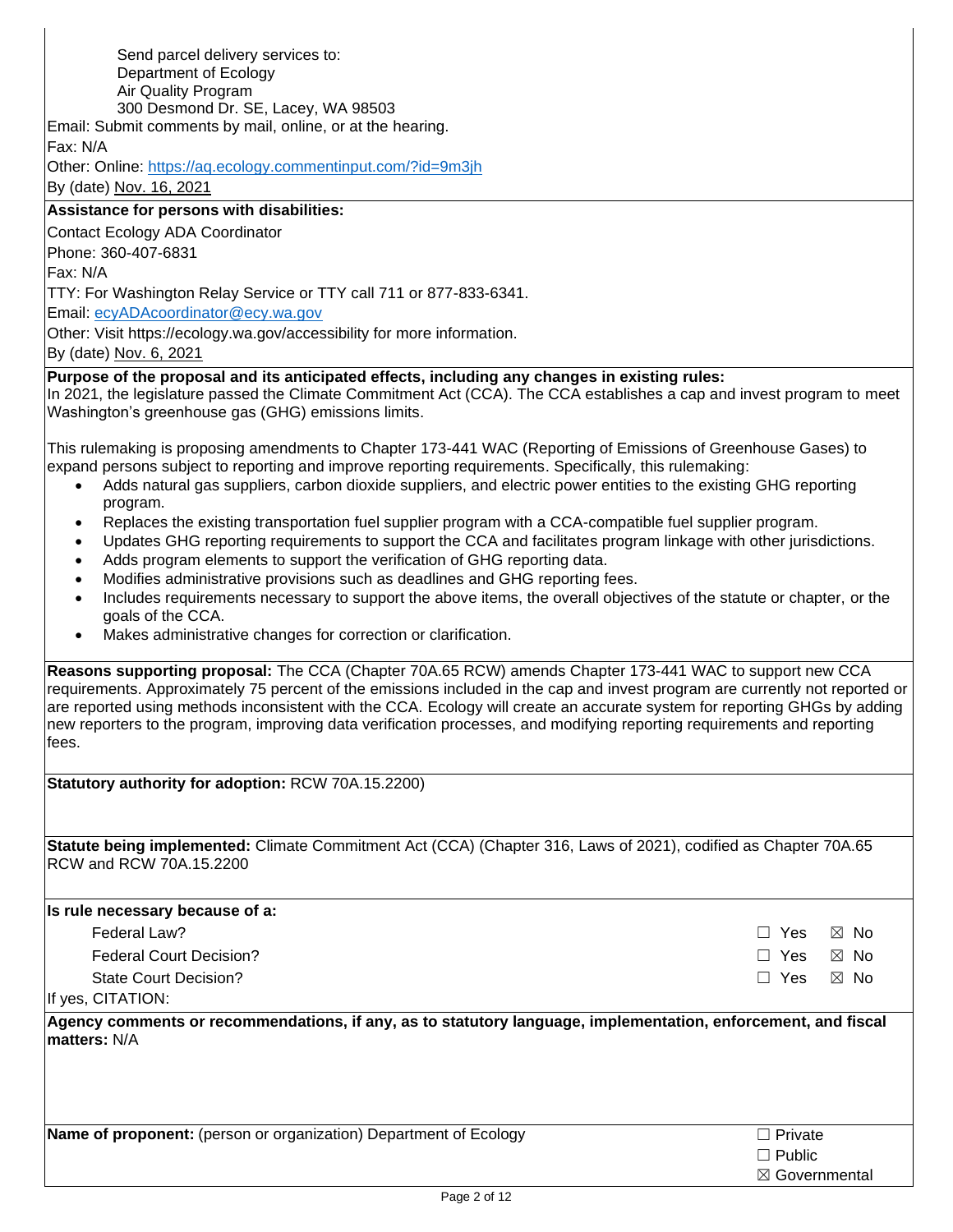Send parcel delivery services to:
Department of Ecology
Air Quality Program
300 Desmond Dr. SE, Lacey, WA 98503

Email: Submit comments by mail, online, or at the hearing.

Fax: N/A

Other: Online: https://aq.ecology.commentinput.com/?id=9m3jh

By (date) Nov. 16, 2021

**Assistance for persons with disabilities:**

Contact Ecology ADA Coordinator

Phone: 360-407-6831

Fax: N/A

TTY: For Washington Relay Service or TTY call 711 or 877-833-6341.

Email: ecyADAcoordinator@ecy.wa.gov

Other: Visit https://ecology.wa.gov/accessibility for more information.

By (date) Nov. 6, 2021

**Purpose of the proposal and its anticipated effects, including any changes in existing rules:**
In 2021, the legislature passed the Climate Commitment Act (CCA). The CCA establishes a cap and invest program to meet Washington's greenhouse gas (GHG) emissions limits.

This rulemaking is proposing amendments to Chapter 173-441 WAC (Reporting of Emissions of Greenhouse Gases) to expand persons subject to reporting and improve reporting requirements. Specifically, this rulemaking:

- Adds natural gas suppliers, carbon dioxide suppliers, and electric power entities to the existing GHG reporting program.
- Replaces the existing transportation fuel supplier program with a CCA-compatible fuel supplier program.
- Updates GHG reporting requirements to support the CCA and facilitates program linkage with other jurisdictions.
- Adds program elements to support the verification of GHG reporting data.
- Modifies administrative provisions such as deadlines and GHG reporting fees.
- Includes requirements necessary to support the above items, the overall objectives of the statute or chapter, or the goals of the CCA.
- Makes administrative changes for correction or clarification.

**Reasons supporting proposal:** The CCA (Chapter 70A.65 RCW) amends Chapter 173-441 WAC to support new CCA requirements. Approximately 75 percent of the emissions included in the cap and invest program are currently not reported or are reported using methods inconsistent with the CCA. Ecology will create an accurate system for reporting GHGs by adding new reporters to the program, improving data verification processes, and modifying reporting requirements and reporting fees.

**Statutory authority for adoption:** RCW 70A.15.2200)

**Statute being implemented:** Climate Commitment Act (CCA) (Chapter 316, Laws of 2021), codified as Chapter 70A.65 RCW and RCW 70A.15.2200

**Is rule necessary because of a:**

| | | |
|---|---|---|
| Federal Law? | ☐ Yes | ☒ No |
| Federal Court Decision? | ☐ Yes | ☒ No |
| State Court Decision? | ☐ Yes | ☒ No |

If yes, CITATION:

**Agency comments or recommendations, if any, as to statutory language, implementation, enforcement, and fiscal matters:** N/A

**Name of proponent:** (person or organization) Department of Ecology

☐ Private
☐ Public
☒ Governmental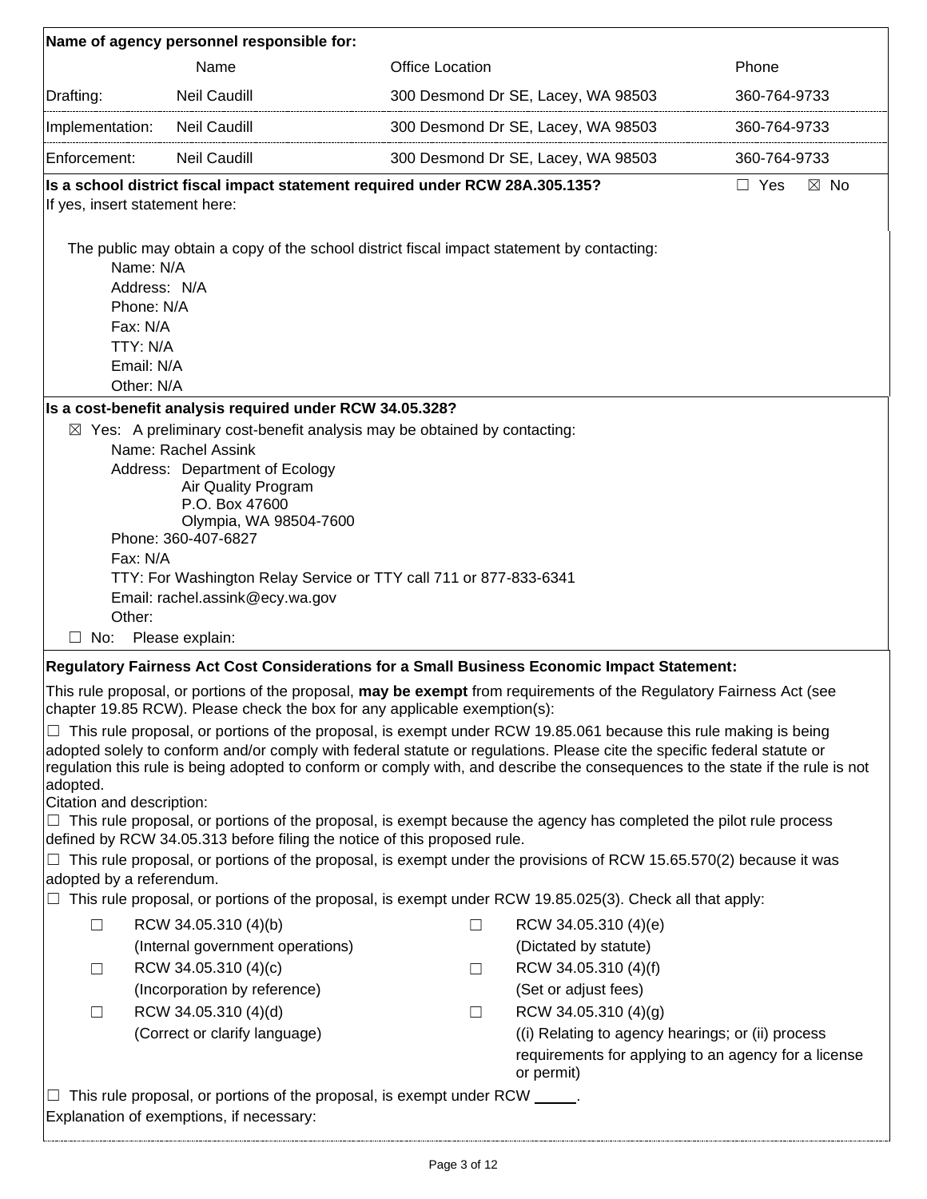**Name of agency personnel responsible for:**

| | Name | Office Location | Phone |
|---|---|---|---|
| Drafting: | Neil Caudill | 300 Desmond Dr SE, Lacey, WA 98503 | 360-764-9733 |
| Implementation: | Neil Caudill | 300 Desmond Dr SE, Lacey, WA 98503 | 360-764-9733 |
| Enforcement: | Neil Caudill | 300 Desmond Dr SE, Lacey, WA 98503 | 360-764-9733 |

**Is a school district fiscal impact statement required under RCW 28A.305.135?** ☐ Yes ☒ No

If yes, insert statement here:

The public may obtain a copy of the school district fiscal impact statement by contacting:

Name: N/A
Address: N/A
Phone: N/A
Fax: N/A
TTY: N/A
Email: N/A
Other: N/A

**Is a cost-benefit analysis required under RCW 34.05.328?**

☒ Yes: A preliminary cost-benefit analysis may be obtained by contacting:

Name: Rachel Assink
Address: Department of Ecology
Air Quality Program
P.O. Box 47600
Olympia, WA 98504-7600
Phone: 360-407-6827
Fax: N/A
TTY: For Washington Relay Service or TTY call 711 or 877-833-6341
Email: rachel.assink@ecy.wa.gov
Other:

☐ No: Please explain:

**Regulatory Fairness Act Cost Considerations for a Small Business Economic Impact Statement:**

This rule proposal, or portions of the proposal, **may be exempt** from requirements of the Regulatory Fairness Act (see chapter 19.85 RCW). Please check the box for any applicable exemption(s):

☐ This rule proposal, or portions of the proposal, is exempt under RCW 19.85.061 because this rule making is being adopted solely to conform and/or comply with federal statute or regulations. Please cite the specific federal statute or regulation this rule is being adopted to conform or comply with, and describe the consequences to the state if the rule is not adopted.

Citation and description:

☐ This rule proposal, or portions of the proposal, is exempt because the agency has completed the pilot rule process defined by RCW 34.05.313 before filing the notice of this proposed rule.

☐ This rule proposal, or portions of the proposal, is exempt under the provisions of RCW 15.65.570(2) because it was adopted by a referendum.

☐ This rule proposal, or portions of the proposal, is exempt under RCW 19.85.025(3). Check all that apply:

| | | | |
|---|---|---|---|
| ☐ | RCW 34.05.310 (4)(b) (Internal government operations) | ☐ | RCW 34.05.310 (4)(e) (Dictated by statute) |
| ☐ | RCW 34.05.310 (4)(c) (Incorporation by reference) | ☐ | RCW 34.05.310 (4)(f) (Set or adjust fees) |
| ☐ | RCW 34.05.310 (4)(d) (Correct or clarify language) | ☐ | RCW 34.05.310 (4)(g) ((i) Relating to agency hearings; or (ii) process requirements for applying to an agency for a license or permit) |

☐ This rule proposal, or portions of the proposal, is exempt under RCW _____.

Explanation of exemptions, if necessary: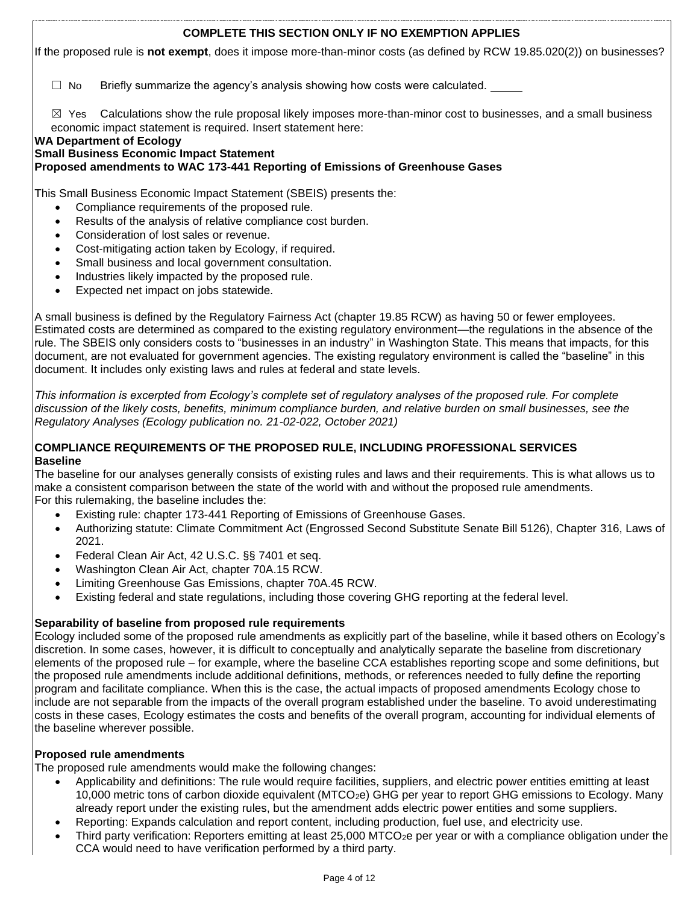**COMPLETE THIS SECTION ONLY IF NO EXEMPTION APPLIES**

If the proposed rule is **not exempt**, does it impose more-than-minor costs (as defined by RCW 19.85.020(2)) on businesses?

☐ No Briefly summarize the agency's analysis showing how costs were calculated. _____

☒ Yes Calculations show the rule proposal likely imposes more-than-minor cost to businesses, and a small business economic impact statement is required. Insert statement here:

**WA Department of Ecology**
**Small Business Economic Impact Statement**
**Proposed amendments to WAC 173-441 Reporting of Emissions of Greenhouse Gases**

This Small Business Economic Impact Statement (SBEIS) presents the:

- Compliance requirements of the proposed rule.
- Results of the analysis of relative compliance cost burden.
- Consideration of lost sales or revenue.
- Cost-mitigating action taken by Ecology, if required.
- Small business and local government consultation.
- Industries likely impacted by the proposed rule.
- Expected net impact on jobs statewide.

A small business is defined by the Regulatory Fairness Act (chapter 19.85 RCW) as having 50 or fewer employees. Estimated costs are determined as compared to the existing regulatory environment—the regulations in the absence of the rule. The SBEIS only considers costs to "businesses in an industry" in Washington State. This means that impacts, for this document, are not evaluated for government agencies. The existing regulatory environment is called the "baseline" in this document. It includes only existing laws and rules at federal and state levels.

*This information is excerpted from Ecology's complete set of regulatory analyses of the proposed rule. For complete discussion of the likely costs, benefits, minimum compliance burden, and relative burden on small businesses, see the Regulatory Analyses (Ecology publication no. 21-02-022, October 2021)*

**COMPLIANCE REQUIREMENTS OF THE PROPOSED RULE, INCLUDING PROFESSIONAL SERVICES**

**Baseline**

The baseline for our analyses generally consists of existing rules and laws and their requirements. This is what allows us to make a consistent comparison between the state of the world with and without the proposed rule amendments. For this rulemaking, the baseline includes the:

- Existing rule: chapter 173-441 Reporting of Emissions of Greenhouse Gases.
- Authorizing statute: Climate Commitment Act (Engrossed Second Substitute Senate Bill 5126), Chapter 316, Laws of 2021.
- Federal Clean Air Act, 42 U.S.C. §§ 7401 et seq.
- Washington Clean Air Act, chapter 70A.15 RCW.
- Limiting Greenhouse Gas Emissions, chapter 70A.45 RCW.
- Existing federal and state regulations, including those covering GHG reporting at the federal level.

**Separability of baseline from proposed rule requirements**

Ecology included some of the proposed rule amendments as explicitly part of the baseline, while it based others on Ecology's discretion. In some cases, however, it is difficult to conceptually and analytically separate the baseline from discretionary elements of the proposed rule – for example, where the baseline CCA establishes reporting scope and some definitions, but the proposed rule amendments include additional definitions, methods, or references needed to fully define the reporting program and facilitate compliance. When this is the case, the actual impacts of proposed amendments Ecology chose to include are not separable from the impacts of the overall program established under the baseline. To avoid underestimating costs in these cases, Ecology estimates the costs and benefits of the overall program, accounting for individual elements of the baseline wherever possible.

**Proposed rule amendments**

The proposed rule amendments would make the following changes:

- Applicability and definitions: The rule would require facilities, suppliers, and electric power entities emitting at least 10,000 metric tons of carbon dioxide equivalent ($MTCO_2e$) GHG per year to report GHG emissions to Ecology. Many already report under the existing rules, but the amendment adds electric power entities and some suppliers.
- Reporting: Expands calculation and report content, including production, fuel use, and electricity use.
- Third party verification: Reporters emitting at least 25,000 $MTCO_2e$ per year or with a compliance obligation under the CCA would need to have verification performed by a third party.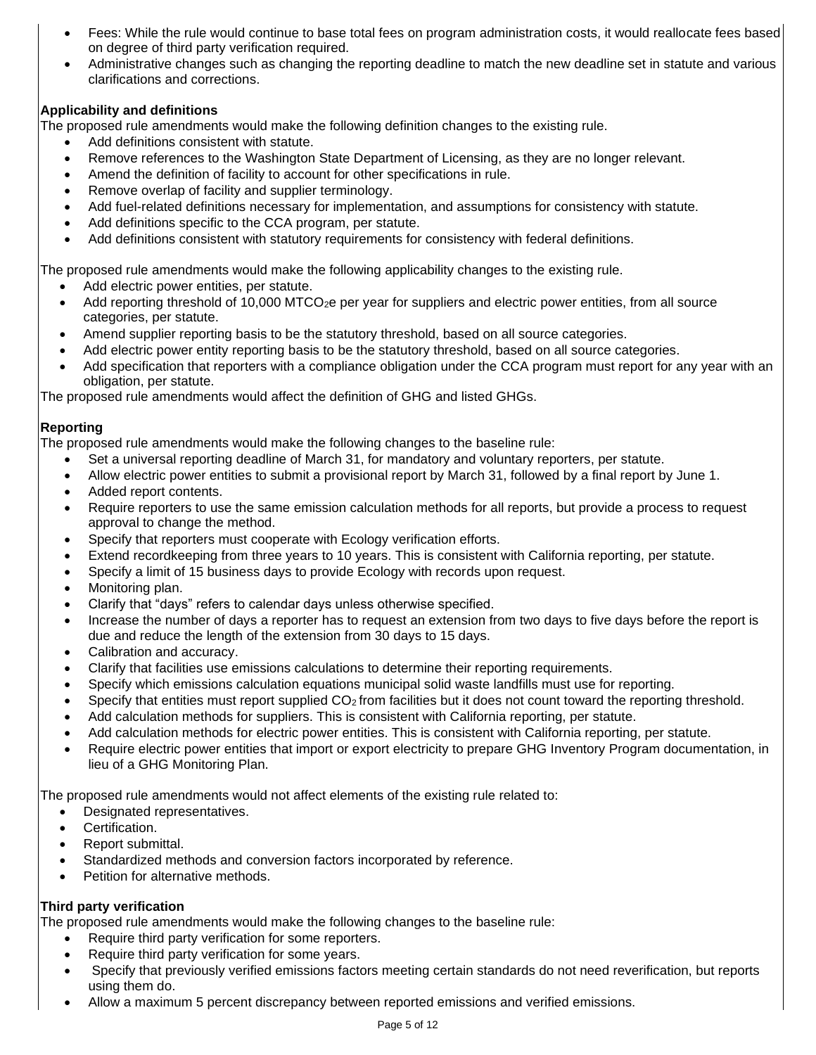- Fees: While the rule would continue to base total fees on program administration costs, it would reallocate fees based on degree of third party verification required.
- Administrative changes such as changing the reporting deadline to match the new deadline set in statute and various clarifications and corrections.

**Applicability and definitions**

The proposed rule amendments would make the following definition changes to the existing rule.

- Add definitions consistent with statute.
- Remove references to the Washington State Department of Licensing, as they are no longer relevant.
- Amend the definition of facility to account for other specifications in rule.
- Remove overlap of facility and supplier terminology.
- Add fuel-related definitions necessary for implementation, and assumptions for consistency with statute.
- Add definitions specific to the CCA program, per statute.
- Add definitions consistent with statutory requirements for consistency with federal definitions.

The proposed rule amendments would make the following applicability changes to the existing rule.

- Add electric power entities, per statute.
- Add reporting threshold of 10,000 $MTCO_2e$ per year for suppliers and electric power entities, from all source categories, per statute.
- Amend supplier reporting basis to be the statutory threshold, based on all source categories.
- Add electric power entity reporting basis to be the statutory threshold, based on all source categories.
- Add specification that reporters with a compliance obligation under the CCA program must report for any year with an obligation, per statute.

The proposed rule amendments would affect the definition of GHG and listed GHGs.

**Reporting**

The proposed rule amendments would make the following changes to the baseline rule:

- Set a universal reporting deadline of March 31, for mandatory and voluntary reporters, per statute.
- Allow electric power entities to submit a provisional report by March 31, followed by a final report by June 1.
- Added report contents.
- Require reporters to use the same emission calculation methods for all reports, but provide a process to request approval to change the method.
- Specify that reporters must cooperate with Ecology verification efforts.
- Extend recordkeeping from three years to 10 years. This is consistent with California reporting, per statute.
- Specify a limit of 15 business days to provide Ecology with records upon request.
- Monitoring plan.
- Clarify that "days" refers to calendar days unless otherwise specified.
- Increase the number of days a reporter has to request an extension from two days to five days before the report is due and reduce the length of the extension from 30 days to 15 days.
- Calibration and accuracy.
- Clarify that facilities use emissions calculations to determine their reporting requirements.
- Specify which emissions calculation equations municipal solid waste landfills must use for reporting.
- Specify that entities must report supplied $CO_2$ from facilities but it does not count toward the reporting threshold.
- Add calculation methods for suppliers. This is consistent with California reporting, per statute.
- Add calculation methods for electric power entities. This is consistent with California reporting, per statute.
- Require electric power entities that import or export electricity to prepare GHG Inventory Program documentation, in lieu of a GHG Monitoring Plan.

The proposed rule amendments would not affect elements of the existing rule related to:

- Designated representatives.
- Certification.
- Report submittal.
- Standardized methods and conversion factors incorporated by reference.
- Petition for alternative methods.

**Third party verification**

The proposed rule amendments would make the following changes to the baseline rule:

- Require third party verification for some reporters.
- Require third party verification for some years.
- Specify that previously verified emissions factors meeting certain standards do not need reverification, but reports using them do.
- Allow a maximum 5 percent discrepancy between reported emissions and verified emissions.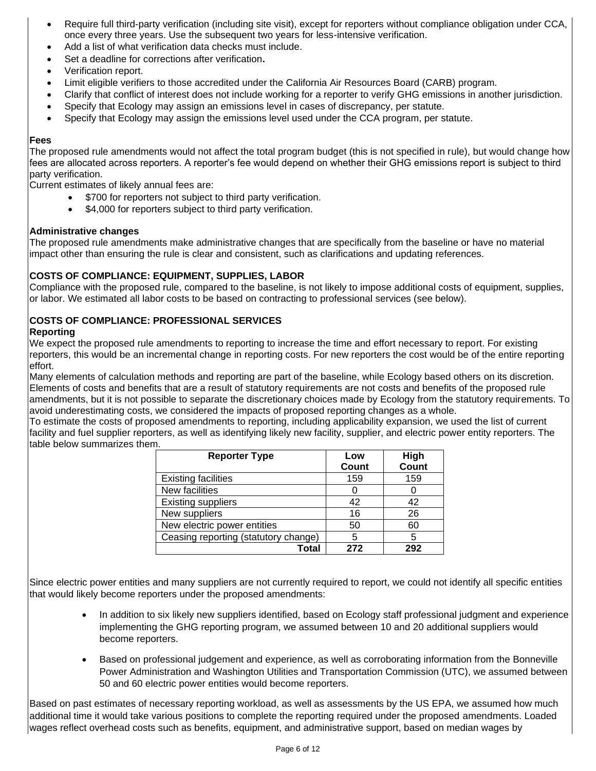- Require full third-party verification (including site visit), except for reporters without compliance obligation under CCA, once every three years. Use the subsequent two years for less-intensive verification.
- Add a list of what verification data checks must include.
- Set a deadline for corrections after verification**.**
- Verification report.
- Limit eligible verifiers to those accredited under the California Air Resources Board (CARB) program.
- Clarify that conflict of interest does not include working for a reporter to verify GHG emissions in another jurisdiction.
- Specify that Ecology may assign an emissions level in cases of discrepancy, per statute.
- Specify that Ecology may assign the emissions level used under the CCA program, per statute.

**Fees**

The proposed rule amendments would not affect the total program budget (this is not specified in rule), but would change how fees are allocated across reporters. A reporter's fee would depend on whether their GHG emissions report is subject to third party verification.

Current estimates of likely annual fees are:

- $700 for reporters not subject to third party verification.
- $4,000 for reporters subject to third party verification.

**Administrative changes**

The proposed rule amendments make administrative changes that are specifically from the baseline or have no material impact other than ensuring the rule is clear and consistent, such as clarifications and updating references.

**COSTS OF COMPLIANCE: EQUIPMENT, SUPPLIES, LABOR**

Compliance with the proposed rule, compared to the baseline, is not likely to impose additional costs of equipment, supplies, or labor. We estimated all labor costs to be based on contracting to professional services (see below).

**COSTS OF COMPLIANCE: PROFESSIONAL SERVICES**

**Reporting**

We expect the proposed rule amendments to reporting to increase the time and effort necessary to report. For existing reporters, this would be an incremental change in reporting costs. For new reporters the cost would be of the entire reporting effort.

Many elements of calculation methods and reporting are part of the baseline, while Ecology based others on its discretion. Elements of costs and benefits that are a result of statutory requirements are not costs and benefits of the proposed rule amendments, but it is not possible to separate the discretionary choices made by Ecology from the statutory requirements. To avoid underestimating costs, we considered the impacts of proposed reporting changes as a whole.

To estimate the costs of proposed amendments to reporting, including applicability expansion, we used the list of current facility and fuel supplier reporters, as well as identifying likely new facility, supplier, and electric power entity reporters. The table below summarizes them.

| Reporter Type | Low Count | High Count |
|---|---|---|
| Existing facilities | 159 | 159 |
| New facilities | 0 | 0 |
| Existing suppliers | 42 | 42 |
| New suppliers | 16 | 26 |
| New electric power entities | 50 | 60 |
| Ceasing reporting (statutory change) | 5 | 5 |
| **Total** | **272** | **292** |

Since electric power entities and many suppliers are not currently required to report, we could not identify all specific entities that would likely become reporters under the proposed amendments:

- In addition to six likely new suppliers identified, based on Ecology staff professional judgment and experience implementing the GHG reporting program, we assumed between 10 and 20 additional suppliers would become reporters.
- Based on professional judgement and experience, as well as corroborating information from the Bonneville Power Administration and Washington Utilities and Transportation Commission (UTC), we assumed between 50 and 60 electric power entities would become reporters.

Based on past estimates of necessary reporting workload, as well as assessments by the US EPA, we assumed how much additional time it would take various positions to complete the reporting required under the proposed amendments. Loaded wages reflect overhead costs such as benefits, equipment, and administrative support, based on median wages by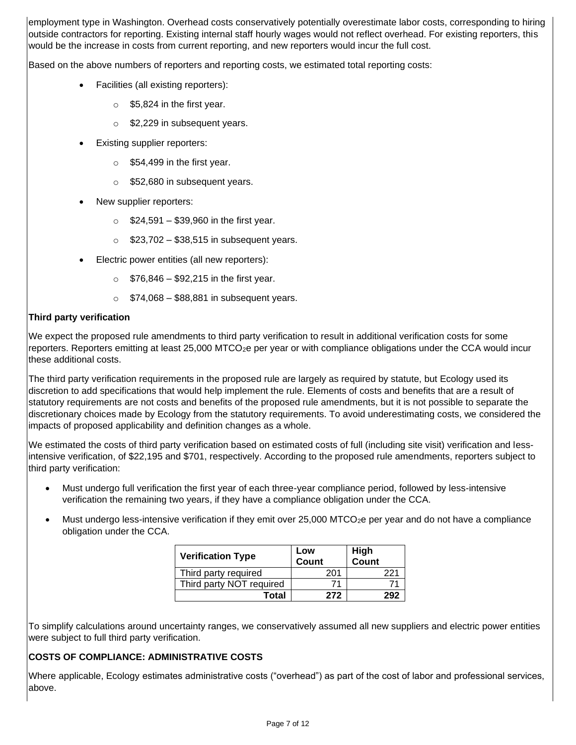employment type in Washington. Overhead costs conservatively potentially overestimate labor costs, corresponding to hiring outside contractors for reporting. Existing internal staff hourly wages would not reflect overhead. For existing reporters, this would be the increase in costs from current reporting, and new reporters would incur the full cost.

Based on the above numbers of reporters and reporting costs, we estimated total reporting costs:

- Facilities (all existing reporters):
  - $5,824 in the first year.
  - $2,229 in subsequent years.
- Existing supplier reporters:
  - $54,499 in the first year.
  - $52,680 in subsequent years.
- New supplier reporters:
  - $24,591 – $39,960 in the first year.
  - $23,702 – $38,515 in subsequent years.
- Electric power entities (all new reporters):
  - $76,846 – $92,215 in the first year.
  - $74,068 – $88,881 in subsequent years.

**Third party verification**

We expect the proposed rule amendments to third party verification to result in additional verification costs for some reporters. Reporters emitting at least 25,000 $MTCO_2e$ per year or with compliance obligations under the CCA would incur these additional costs.

The third party verification requirements in the proposed rule are largely as required by statute, but Ecology used its discretion to add specifications that would help implement the rule. Elements of costs and benefits that are a result of statutory requirements are not costs and benefits of the proposed rule amendments, but it is not possible to separate the discretionary choices made by Ecology from the statutory requirements. To avoid underestimating costs, we considered the impacts of proposed applicability and definition changes as a whole.

We estimated the costs of third party verification based on estimated costs of full (including site visit) verification and less-intensive verification, of $22,195 and $701, respectively. According to the proposed rule amendments, reporters subject to third party verification:

- Must undergo full verification the first year of each three-year compliance period, followed by less-intensive verification the remaining two years, if they have a compliance obligation under the CCA.
- Must undergo less-intensive verification if they emit over 25,000 $MTCO_2e$ per year and do not have a compliance obligation under the CCA.

| Verification Type | Low Count | High Count |
|---|---|---|
| Third party required | 201 | 221 |
| Third party NOT required | 71 | 71 |
| **Total** | **272** | **292** |

To simplify calculations around uncertainty ranges, we conservatively assumed all new suppliers and electric power entities were subject to full third party verification.

**COSTS OF COMPLIANCE: ADMINISTRATIVE COSTS**

Where applicable, Ecology estimates administrative costs ("overhead") as part of the cost of labor and professional services, above.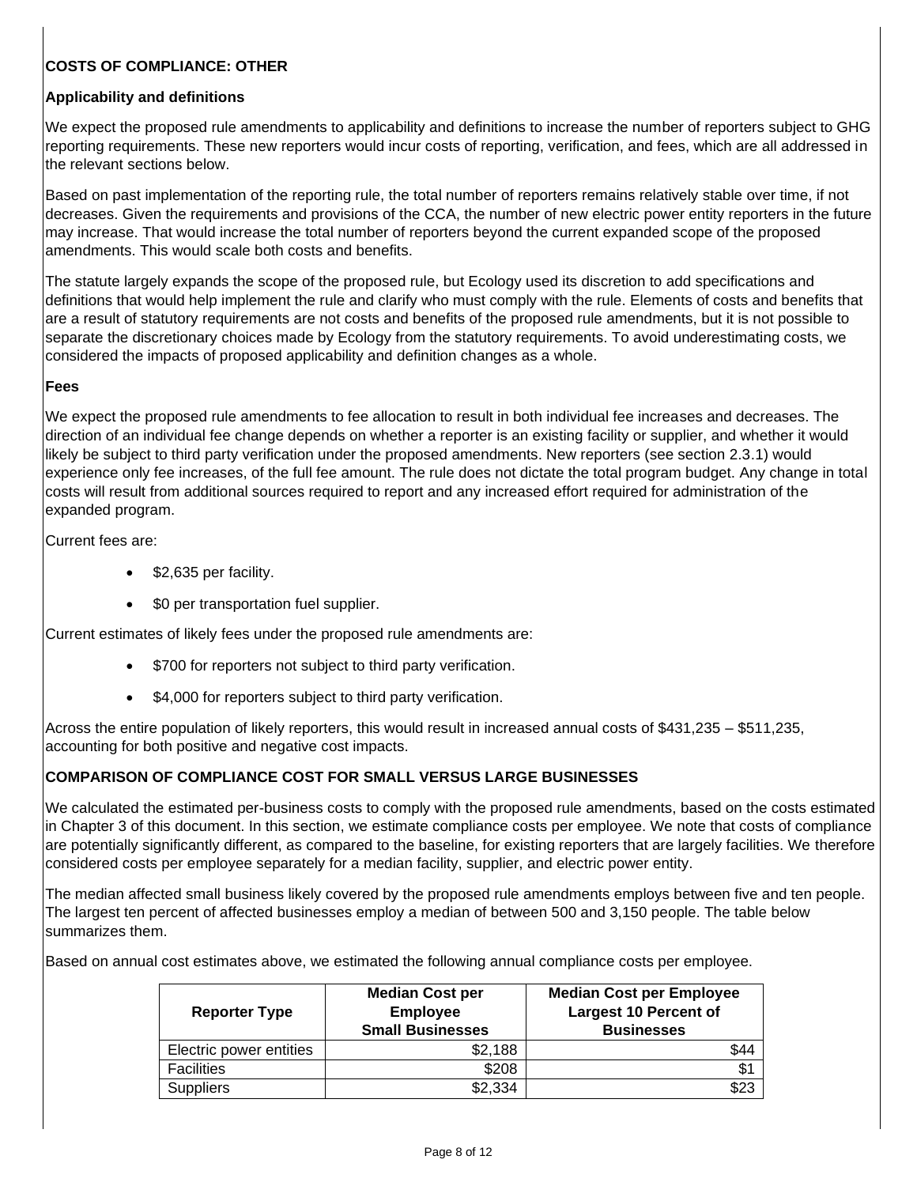## COSTS OF COMPLIANCE: OTHER

### Applicability and definitions

We expect the proposed rule amendments to applicability and definitions to increase the number of reporters subject to GHG reporting requirements. These new reporters would incur costs of reporting, verification, and fees, which are all addressed in the relevant sections below.

Based on past implementation of the reporting rule, the total number of reporters remains relatively stable over time, if not decreases. Given the requirements and provisions of the CCA, the number of new electric power entity reporters in the future may increase. That would increase the total number of reporters beyond the current expanded scope of the proposed amendments. This would scale both costs and benefits.

The statute largely expands the scope of the proposed rule, but Ecology used its discretion to add specifications and definitions that would help implement the rule and clarify who must comply with the rule. Elements of costs and benefits that are a result of statutory requirements are not costs and benefits of the proposed rule amendments, but it is not possible to separate the discretionary choices made by Ecology from the statutory requirements. To avoid underestimating costs, we considered the impacts of proposed applicability and definition changes as a whole.

### Fees

We expect the proposed rule amendments to fee allocation to result in both individual fee increases and decreases. The direction of an individual fee change depends on whether a reporter is an existing facility or supplier, and whether it would likely be subject to third party verification under the proposed amendments. New reporters (see section 2.3.1) would experience only fee increases, of the full fee amount. The rule does not dictate the total program budget. Any change in total costs will result from additional sources required to report and any increased effort required for administration of the expanded program.

Current fees are:

- $2,635 per facility.
- $0 per transportation fuel supplier.

Current estimates of likely fees under the proposed rule amendments are:

- $700 for reporters not subject to third party verification.
- $4,000 for reporters subject to third party verification.

Across the entire population of likely reporters, this would result in increased annual costs of $431,235 – $511,235, accounting for both positive and negative cost impacts.

## COMPARISON OF COMPLIANCE COST FOR SMALL VERSUS LARGE BUSINESSES

We calculated the estimated per-business costs to comply with the proposed rule amendments, based on the costs estimated in Chapter 3 of this document. In this section, we estimate compliance costs per employee. We note that costs of compliance are potentially significantly different, as compared to the baseline, for existing reporters that are largely facilities. We therefore considered costs per employee separately for a median facility, supplier, and electric power entity.

The median affected small business likely covered by the proposed rule amendments employs between five and ten people. The largest ten percent of affected businesses employ a median of between 500 and 3,150 people. The table below summarizes them.

Based on annual cost estimates above, we estimated the following annual compliance costs per employee.

| Reporter Type | Median Cost per Employee Small Businesses | Median Cost per Employee Largest 10 Percent of Businesses |
|---|---:|---:|
| Electric power entities | $2,188 | $44 |
| Facilities | $208 | $1 |
| Suppliers | $2,334 | $23 |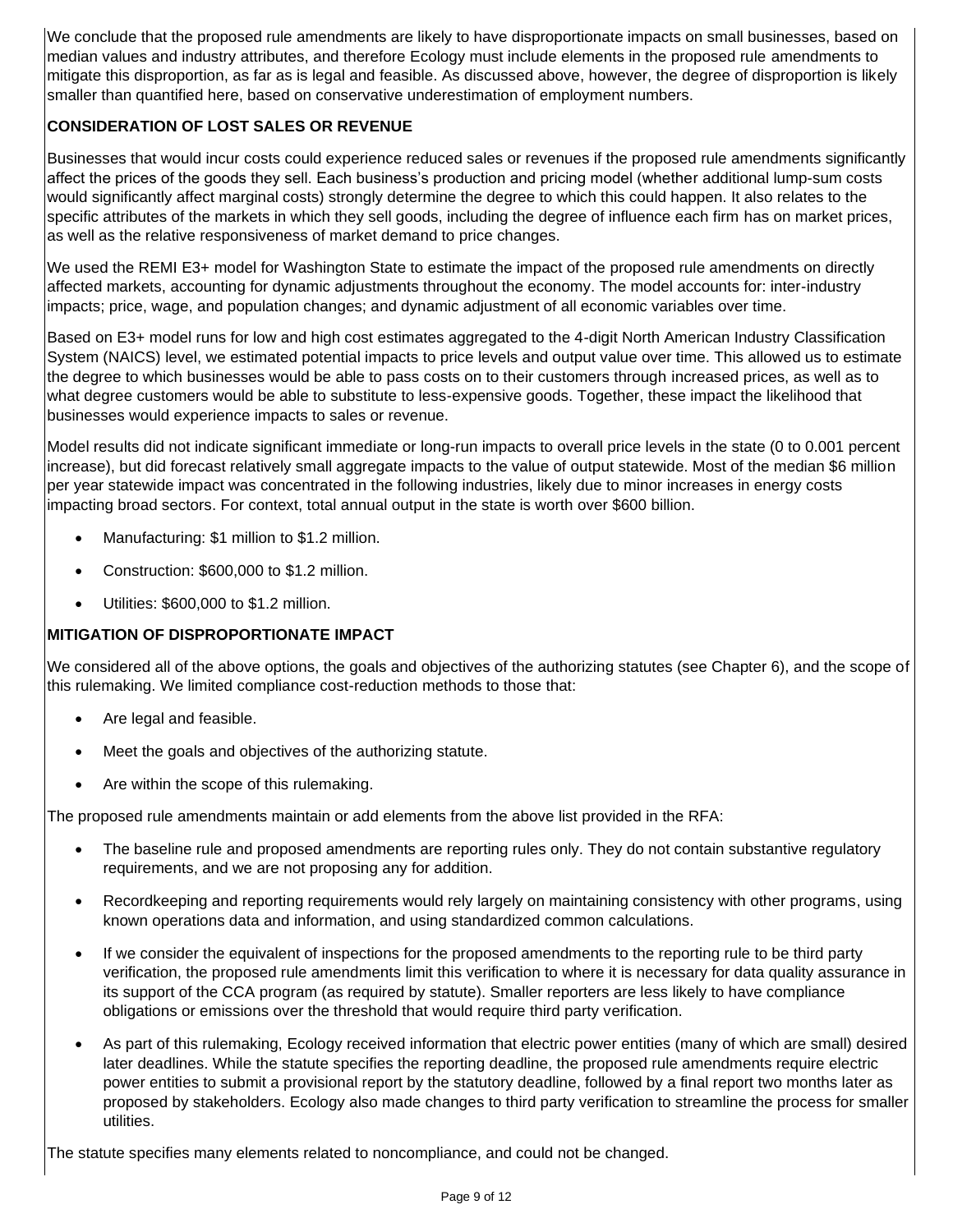We conclude that the proposed rule amendments are likely to have disproportionate impacts on small businesses, based on median values and industry attributes, and therefore Ecology must include elements in the proposed rule amendments to mitigate this disproportion, as far as is legal and feasible. As discussed above, however, the degree of disproportion is likely smaller than quantified here, based on conservative underestimation of employment numbers.

## CONSIDERATION OF LOST SALES OR REVENUE

Businesses that would incur costs could experience reduced sales or revenues if the proposed rule amendments significantly affect the prices of the goods they sell. Each business's production and pricing model (whether additional lump-sum costs would significantly affect marginal costs) strongly determine the degree to which this could happen. It also relates to the specific attributes of the markets in which they sell goods, including the degree of influence each firm has on market prices, as well as the relative responsiveness of market demand to price changes.

We used the REMI E3+ model for Washington State to estimate the impact of the proposed rule amendments on directly affected markets, accounting for dynamic adjustments throughout the economy. The model accounts for: inter-industry impacts; price, wage, and population changes; and dynamic adjustment of all economic variables over time.

Based on E3+ model runs for low and high cost estimates aggregated to the 4-digit North American Industry Classification System (NAICS) level, we estimated potential impacts to price levels and output value over time. This allowed us to estimate the degree to which businesses would be able to pass costs on to their customers through increased prices, as well as to what degree customers would be able to substitute to less-expensive goods. Together, these impact the likelihood that businesses would experience impacts to sales or revenue.

Model results did not indicate significant immediate or long-run impacts to overall price levels in the state (0 to 0.001 percent increase), but did forecast relatively small aggregate impacts to the value of output statewide. Most of the median $6 million per year statewide impact was concentrated in the following industries, likely due to minor increases in energy costs impacting broad sectors. For context, total annual output in the state is worth over $600 billion.

- Manufacturing: $1 million to $1.2 million.
- Construction: $600,000 to $1.2 million.
- Utilities: $600,000 to $1.2 million.

## MITIGATION OF DISPROPORTIONATE IMPACT

We considered all of the above options, the goals and objectives of the authorizing statutes (see Chapter 6), and the scope of this rulemaking. We limited compliance cost-reduction methods to those that:

- Are legal and feasible.
- Meet the goals and objectives of the authorizing statute.
- Are within the scope of this rulemaking.

The proposed rule amendments maintain or add elements from the above list provided in the RFA:

- The baseline rule and proposed amendments are reporting rules only. They do not contain substantive regulatory requirements, and we are not proposing any for addition.
- Recordkeeping and reporting requirements would rely largely on maintaining consistency with other programs, using known operations data and information, and using standardized common calculations.
- If we consider the equivalent of inspections for the proposed amendments to the reporting rule to be third party verification, the proposed rule amendments limit this verification to where it is necessary for data quality assurance in its support of the CCA program (as required by statute). Smaller reporters are less likely to have compliance obligations or emissions over the threshold that would require third party verification.
- As part of this rulemaking, Ecology received information that electric power entities (many of which are small) desired later deadlines. While the statute specifies the reporting deadline, the proposed rule amendments require electric power entities to submit a provisional report by the statutory deadline, followed by a final report two months later as proposed by stakeholders. Ecology also made changes to third party verification to streamline the process for smaller utilities.

The statute specifies many elements related to noncompliance, and could not be changed.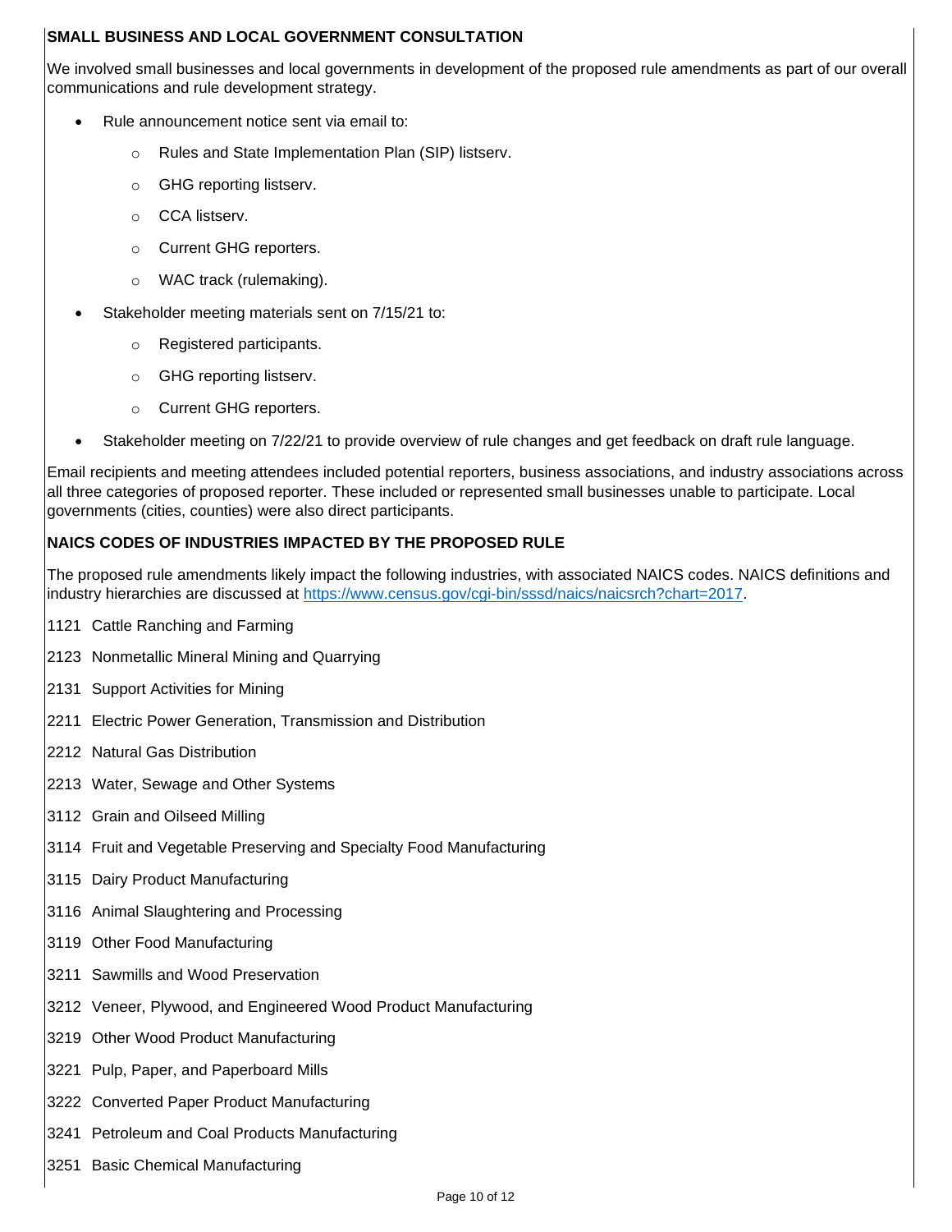**SMALL BUSINESS AND LOCAL GOVERNMENT CONSULTATION**

We involved small businesses and local governments in development of the proposed rule amendments as part of our overall communications and rule development strategy.

- Rule announcement notice sent via email to:
    - Rules and State Implementation Plan (SIP) listserv.
    - GHG reporting listserv.
    - CCA listserv.
    - Current GHG reporters.
    - WAC track (rulemaking).
- Stakeholder meeting materials sent on 7/15/21 to:
    - Registered participants.
    - GHG reporting listserv.
    - Current GHG reporters.
- Stakeholder meeting on 7/22/21 to provide overview of rule changes and get feedback on draft rule language.

Email recipients and meeting attendees included potential reporters, business associations, and industry associations across all three categories of proposed reporter. These included or represented small businesses unable to participate. Local governments (cities, counties) were also direct participants.

**NAICS CODES OF INDUSTRIES IMPACTED BY THE PROPOSED RULE**

The proposed rule amendments likely impact the following industries, with associated NAICS codes. NAICS definitions and industry hierarchies are discussed at https://www.census.gov/cgi-bin/sssd/naics/naicsrch?chart=2017.

1121 Cattle Ranching and Farming

2123 Nonmetallic Mineral Mining and Quarrying

2131 Support Activities for Mining

2211 Electric Power Generation, Transmission and Distribution

2212 Natural Gas Distribution

2213 Water, Sewage and Other Systems

3112 Grain and Oilseed Milling

3114 Fruit and Vegetable Preserving and Specialty Food Manufacturing

3115 Dairy Product Manufacturing

3116 Animal Slaughtering and Processing

3119 Other Food Manufacturing

3211 Sawmills and Wood Preservation

3212 Veneer, Plywood, and Engineered Wood Product Manufacturing

3219 Other Wood Product Manufacturing

3221 Pulp, Paper, and Paperboard Mills

3222 Converted Paper Product Manufacturing

3241 Petroleum and Coal Products Manufacturing

3251 Basic Chemical Manufacturing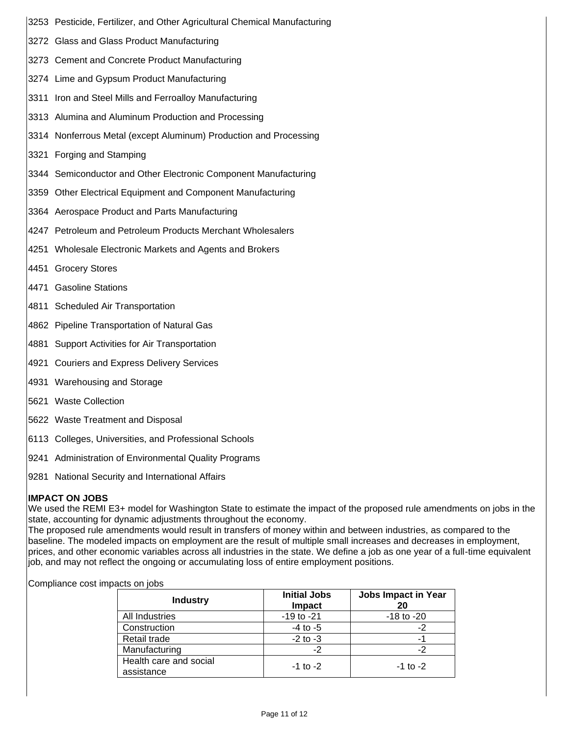3253 Pesticide, Fertilizer, and Other Agricultural Chemical Manufacturing

3272 Glass and Glass Product Manufacturing

3273 Cement and Concrete Product Manufacturing

3274 Lime and Gypsum Product Manufacturing

3311 Iron and Steel Mills and Ferroalloy Manufacturing

3313 Alumina and Aluminum Production and Processing

3314 Nonferrous Metal (except Aluminum) Production and Processing

3321 Forging and Stamping

3344 Semiconductor and Other Electronic Component Manufacturing

3359 Other Electrical Equipment and Component Manufacturing

3364 Aerospace Product and Parts Manufacturing

4247 Petroleum and Petroleum Products Merchant Wholesalers

4251 Wholesale Electronic Markets and Agents and Brokers

4451 Grocery Stores

4471 Gasoline Stations

4811 Scheduled Air Transportation

4862 Pipeline Transportation of Natural Gas

4881 Support Activities for Air Transportation

4921 Couriers and Express Delivery Services

4931 Warehousing and Storage

5621 Waste Collection

5622 Waste Treatment and Disposal

6113 Colleges, Universities, and Professional Schools

9241 Administration of Environmental Quality Programs

9281 National Security and International Affairs

**IMPACT ON JOBS**

We used the REMI E3+ model for Washington State to estimate the impact of the proposed rule amendments on jobs in the state, accounting for dynamic adjustments throughout the economy.

The proposed rule amendments would result in transfers of money within and between industries, as compared to the baseline. The modeled impacts on employment are the result of multiple small increases and decreases in employment, prices, and other economic variables across all industries in the state. We define a job as one year of a full-time equivalent job, and may not reflect the ongoing or accumulating loss of entire employment positions.

Compliance cost impacts on jobs

| Industry | Initial Jobs Impact | Jobs Impact in Year 20 |
|---|---|---|
| All Industries | -19 to -21 | -18 to -20 |
| Construction | -4 to -5 | -2 |
| Retail trade | -2 to -3 | -1 |
| Manufacturing | -2 | -2 |
| Health care and social assistance | -1 to -2 | -1 to -2 |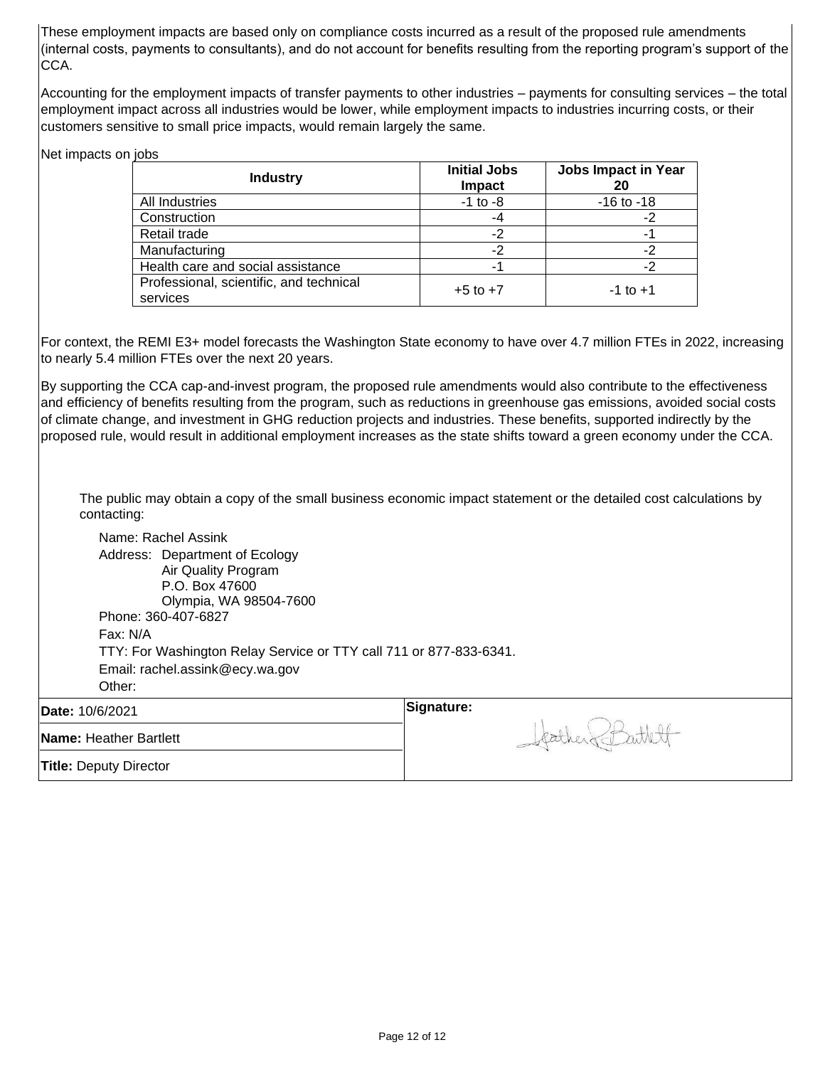These employment impacts are based only on compliance costs incurred as a result of the proposed rule amendments (internal costs, payments to consultants), and do not account for benefits resulting from the reporting program's support of the CCA.

Accounting for the employment impacts of transfer payments to other industries – payments for consulting services – the total employment impact across all industries would be lower, while employment impacts to industries incurring costs, or their customers sensitive to small price impacts, would remain largely the same.

Net impacts on jobs

| Industry | Initial Jobs Impact | Jobs Impact in Year 20 |
|---|---|---|
| All Industries | -1 to -8 | -16 to -18 |
| Construction | -4 | -2 |
| Retail trade | -2 | -1 |
| Manufacturing | -2 | -2 |
| Health care and social assistance | -1 | -2 |
| Professional, scientific, and technical services | +5 to +7 | -1 to +1 |

For context, the REMI E3+ model forecasts the Washington State economy to have over 4.7 million FTEs in 2022, increasing to nearly 5.4 million FTEs over the next 20 years.

By supporting the CCA cap-and-invest program, the proposed rule amendments would also contribute to the effectiveness and efficiency of benefits resulting from the program, such as reductions in greenhouse gas emissions, avoided social costs of climate change, and investment in GHG reduction projects and industries. These benefits, supported indirectly by the proposed rule, would result in additional employment increases as the state shifts toward a green economy under the CCA.

The public may obtain a copy of the small business economic impact statement or the detailed cost calculations by contacting:

Name: Rachel Assink
Address: Department of Ecology
Air Quality Program
P.O. Box 47600
Olympia, WA 98504-7600
Phone: 360-407-6827
Fax: N/A
TTY: For Washington Relay Service or TTY call 711 or 877-833-6341.
Email: rachel.assink@ecy.wa.gov
Other:

**Date:** 10/6/2021

**Name:** Heather Bartlett

**Title:** Deputy Director

**Signature:**